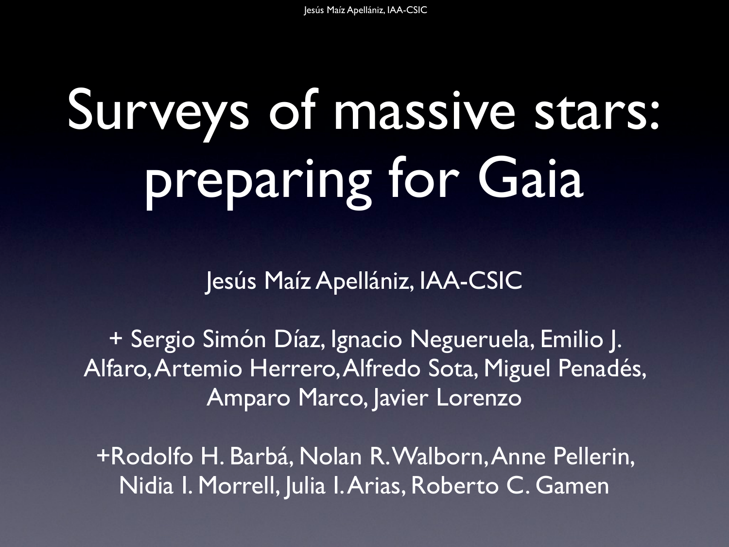# Surveys of massive stars: preparing for Gaia

Jesús Maíz Apellániz, IAA-CSIC

+ Sergio Simón Díaz, Ignacio Negueruela, Emilio J. Alfaro, Artemio Herrero, Alfredo Sota, Miguel Penadés, Amparo Marco, Javier Lorenzo

+Rodolfo H. Barbá, Nolan R. Walborn, Anne Pellerin, Nidia I. Morrell, Julia I. Arias, Roberto C. Gamen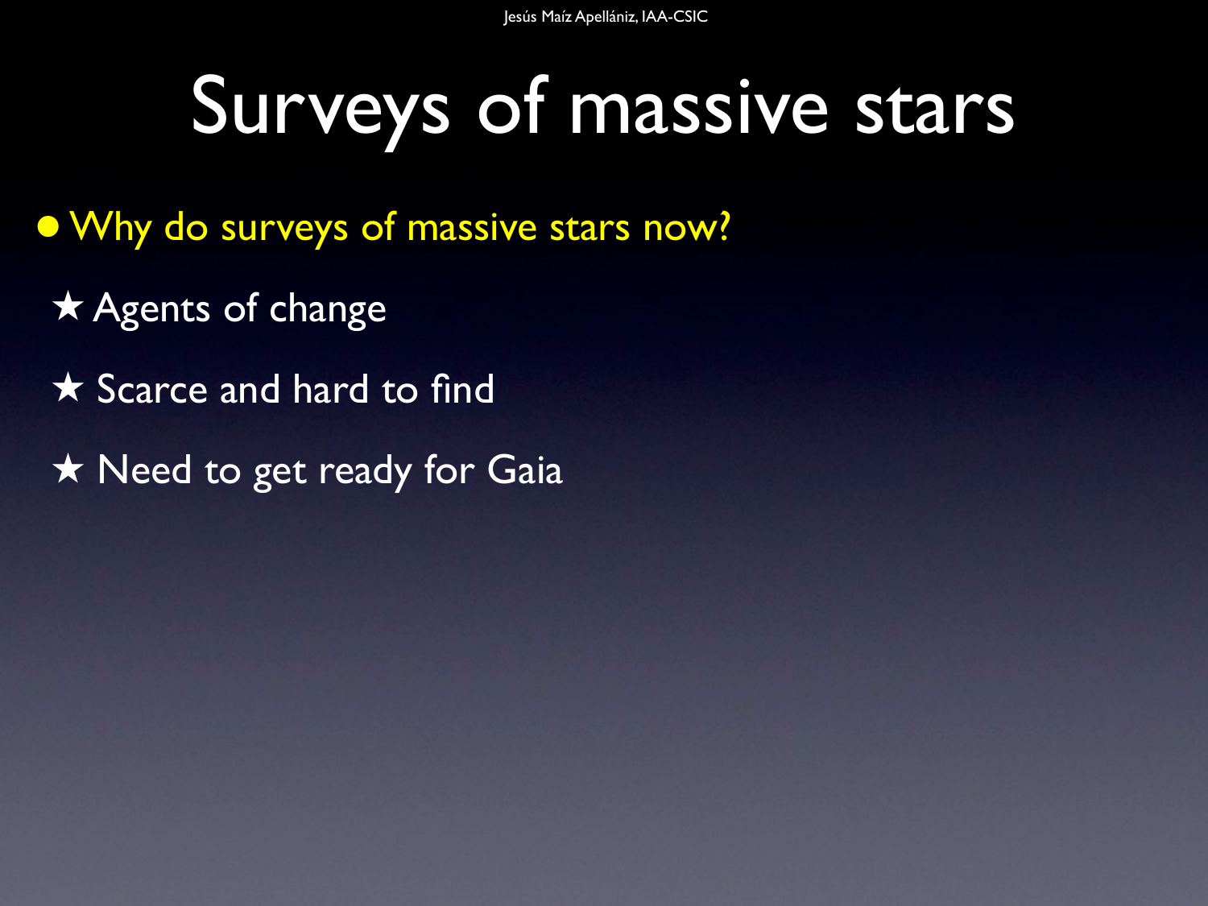# Surveys of massive stars

- Why do surveys of massive stars now?
  - ★ Agents of change
  - ★ Scarce and hard to find
  - ★ Need to get ready for Gaia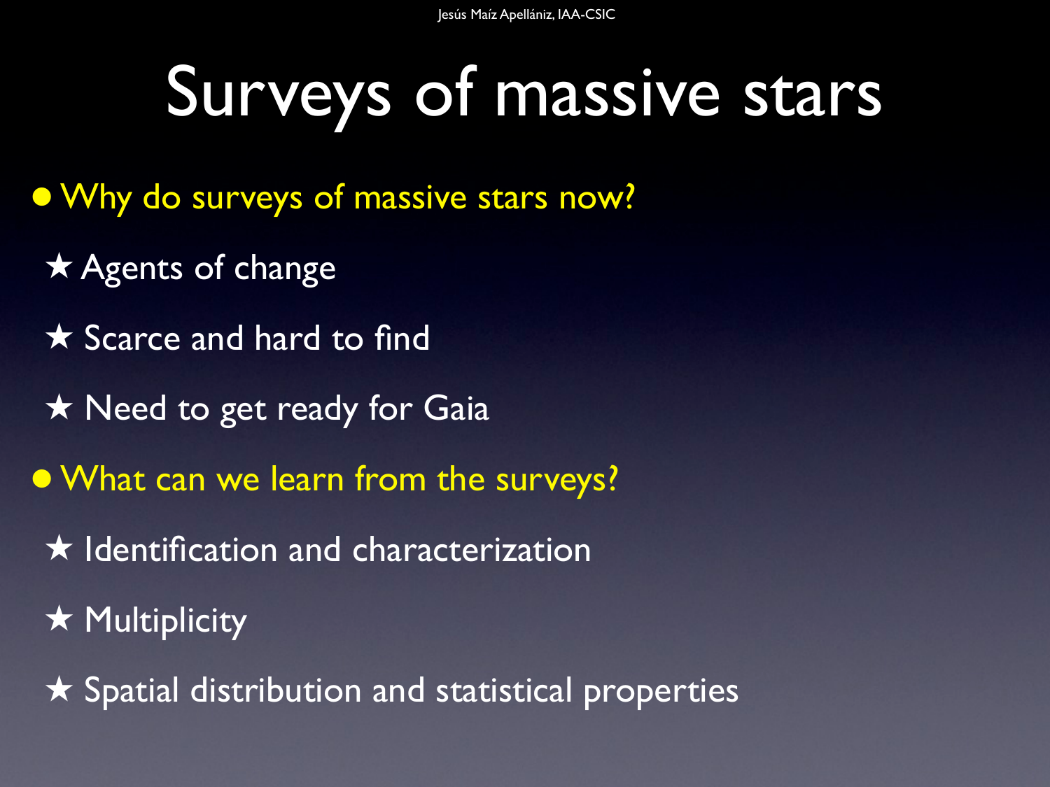# Surveys of massive stars

- Why do surveys of massive stars now?
  - ★ Agents of change
  - ★ Scarce and hard to find
  - ★ Need to get ready for Gaia
- What can we learn from the surveys?
  - ★ Identification and characterization
  - ★ Multiplicity
  - ★ Spatial distribution and statistical properties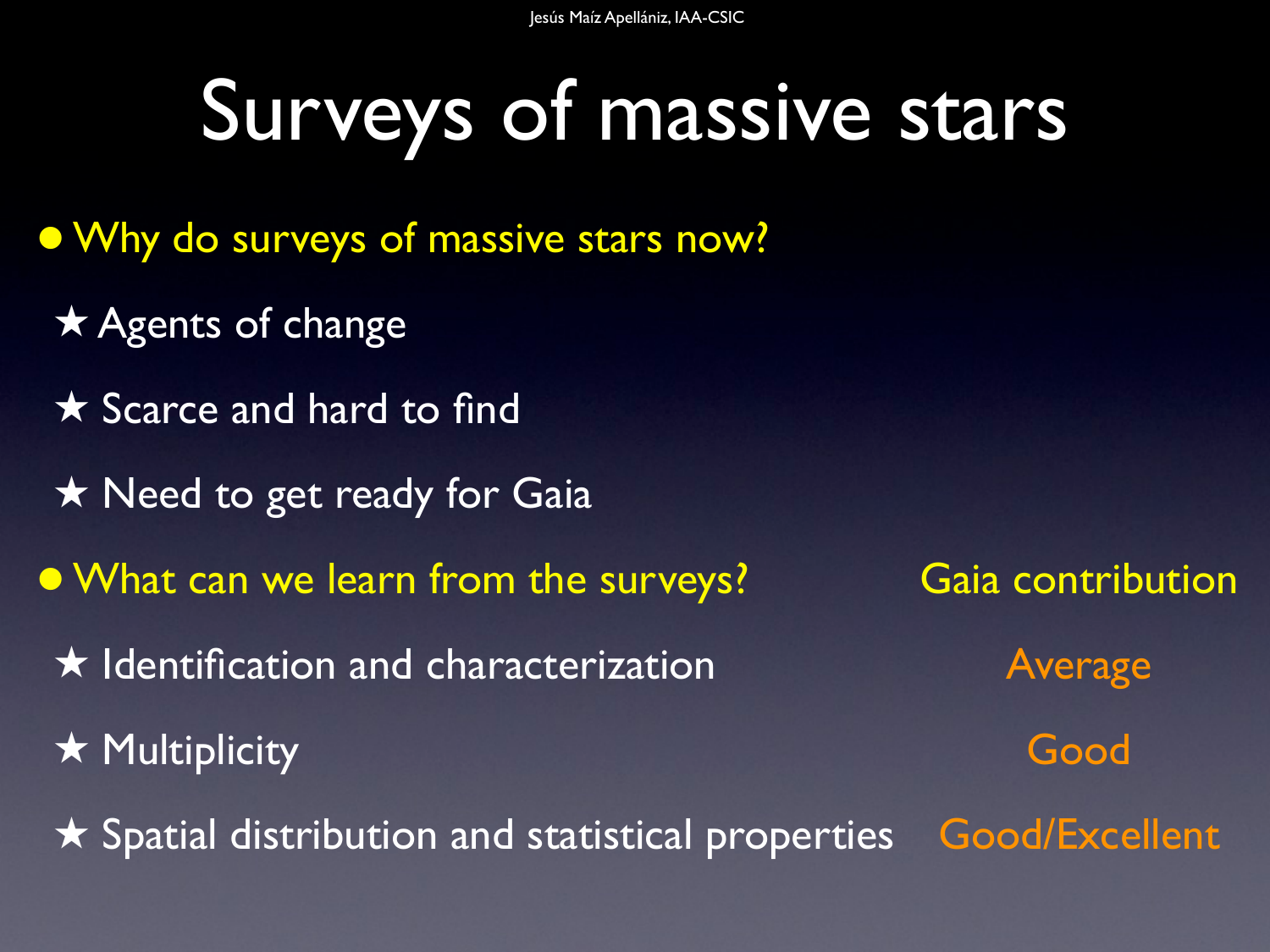# Surveys of massive stars

- Why do surveys of massive stars now?
  - ★ Agents of change
  - ★ Scarce and hard to find
  - ★ Need to get ready for Gaia

| What can we learn from the surveys? | Gaia contribution |
|---|---|
| ★ Identification and characterization | Average |
| ★ Multiplicity | Good |
| ★ Spatial distribution and statistical properties | Good/Excellent |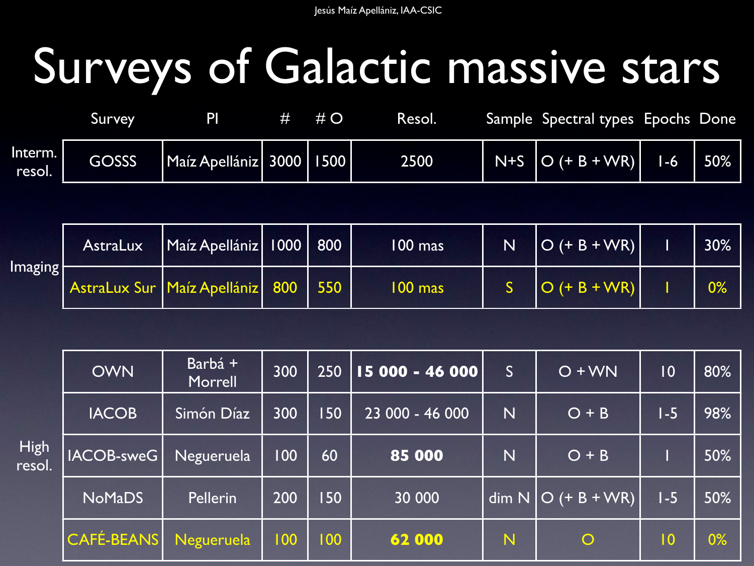# Surveys of Galactic massive stars

| | Survey | PI | # | # O | Resol. | Sample | Spectral types | Epochs | Done |
|---|---|---|---|---|---|---|---|---|---|
| Interm. resol. | GOSSS | Maíz Apellániz | 3000 | 1500 | 2500 | N+S | O (+ B + WR) | 1-6 | 50% |
| Imaging | AstraLux | Maíz Apellániz | 1000 | 800 | 100 mas | N | O (+ B + WR) | 1 | 30% |
| | AstraLux Sur | Maíz Apellániz | 800 | 550 | 100 mas | S | O (+ B + WR) | 1 | 0% |
| High resol. | OWN | Barbá + Morrell | 300 | 250 | **15 000 - 46 000** | S | O + WN | 10 | 80% |
| | IACOB | Simón Díaz | 300 | 150 | 23 000 - 46 000 | N | O + B | 1-5 | 98% |
| | IACOB-sweG | Negueruela | 100 | 60 | **85 000** | N | O + B | 1 | 50% |
| | NoMaDS | Pellerin | 200 | 150 | 30 000 | dim N | O (+ B + WR) | 1-5 | 50% |
| | CAFÉ-BEANS | Negueruela | 100 | 100 | **62 000** | N | O | 10 | 0% |